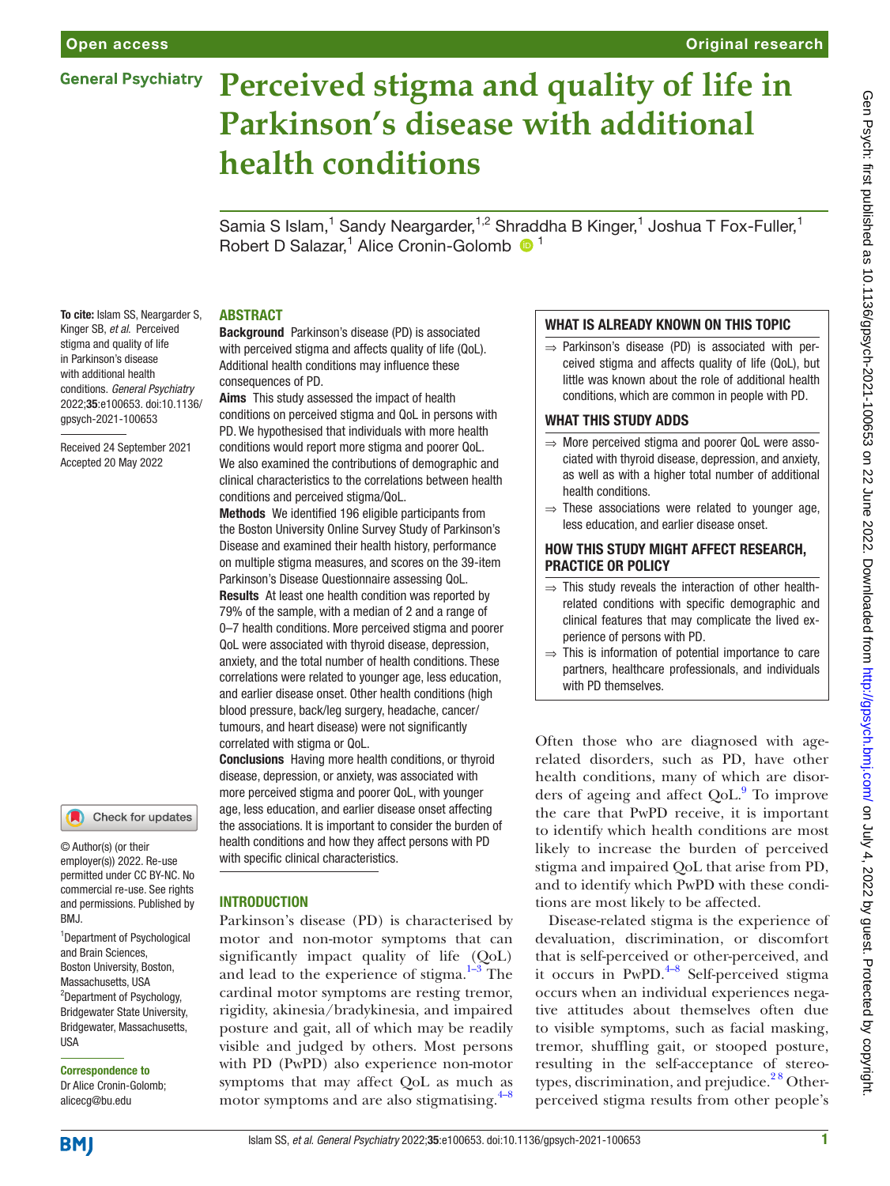# Perceived stigma and quality of life in Parkinson's disease with additional health conditions

Samia S Islam,[1] Sandy Neargarder,[1,2] Shraddha B Kinger,[1] Joshua T Fox-Fuller,[1] Robert D Salazar,[1] Alice Cronin-Golomb [1]

**To cite:** Islam SS, Neargarder S, Kinger SB, *et al*. Perceived stigma and quality of life in Parkinson's disease with additional health conditions. *General Psychiatry* 2022;**35**:e100653. doi:10.1136/gpsych-2021-100653

Received 24 September 2021
Accepted 20 May 2022

© Author(s) (or their employer(s)) 2022. Re-use permitted under CC BY-NC. No commercial re-use. See rights and permissions. Published by BMJ.

[1]Department of Psychological and Brain Sciences, Boston University, Boston, Massachusetts, USA
[2]Department of Psychology, Bridgewater State University, Bridgewater, Massachusetts, USA

**Correspondence to**
Dr Alice Cronin-Golomb; alicecg@bu.edu

## ABSTRACT

**Background** Parkinson's disease (PD) is associated with perceived stigma and affects quality of life (QoL). Additional health conditions may influence these consequences of PD.

**Aims** This study assessed the impact of health conditions on perceived stigma and QoL in persons with PD. We hypothesised that individuals with more health conditions would report more stigma and poorer QoL. We also examined the contributions of demographic and clinical characteristics to the correlations between health conditions and perceived stigma/QoL.

**Methods** We identified 196 eligible participants from the Boston University Online Survey Study of Parkinson's Disease and examined their health history, performance on multiple stigma measures, and scores on the 39-item Parkinson's Disease Questionnaire assessing QoL.

**Results** At least one health condition was reported by 79% of the sample, with a median of 2 and a range of 0–7 health conditions. More perceived stigma and poorer QoL were associated with thyroid disease, depression, anxiety, and the total number of health conditions. These correlations were related to younger age, less education, and earlier disease onset. Other health conditions (high blood pressure, back/leg surgery, headache, cancer/tumours, and heart disease) were not significantly correlated with stigma or QoL.

**Conclusions** Having more health conditions, or thyroid disease, depression, or anxiety, was associated with more perceived stigma and poorer QoL, with younger age, less education, and earlier disease onset affecting the associations. It is important to consider the burden of health conditions and how they affect persons with PD with specific clinical characteristics.

### WHAT IS ALREADY KNOWN ON THIS TOPIC

- ⇒ Parkinson's disease (PD) is associated with perceived stigma and affects quality of life (QoL), but little was known about the role of additional health conditions, which are common in people with PD.

### WHAT THIS STUDY ADDS

- ⇒ More perceived stigma and poorer QoL were associated with thyroid disease, depression, and anxiety, as well as with a higher total number of additional health conditions.
- ⇒ These associations were related to younger age, less education, and earlier disease onset.

### HOW THIS STUDY MIGHT AFFECT RESEARCH, PRACTICE OR POLICY

- ⇒ This study reveals the interaction of other health-related conditions with specific demographic and clinical features that may complicate the lived experience of persons with PD.
- ⇒ This is information of potential importance to care partners, healthcare professionals, and individuals with PD themselves.

## INTRODUCTION

Parkinson's disease (PD) is characterised by motor and non-motor symptoms that can significantly impact quality of life (QoL) and lead to the experience of stigma.[1–3] The cardinal motor symptoms are resting tremor, rigidity, akinesia/bradykinesia, and impaired posture and gait, all of which may be readily visible and judged by others. Most persons with PD (PwPD) also experience non-motor symptoms that may affect QoL as much as motor symptoms and are also stigmatising.[4–8]

Often those who are diagnosed with age-related disorders, such as PD, have other health conditions, many of which are disorders of ageing and affect QoL.[9] To improve the care that PwPD receive, it is important to identify which health conditions are most likely to increase the burden of perceived stigma and impaired QoL that arise from PD, and to identify which PwPD with these conditions are most likely to be affected.

Disease-related stigma is the experience of devaluation, discrimination, or discomfort that is self-perceived or other-perceived, and it occurs in PwPD.[4–8] Self-perceived stigma occurs when an individual experiences negative attitudes about themselves often due to visible symptoms, such as facial masking, tremor, shuffling gait, or stooped posture, resulting in the self-acceptance of stereotypes, discrimination, and prejudice.[2,8] Other-perceived stigma results from other people's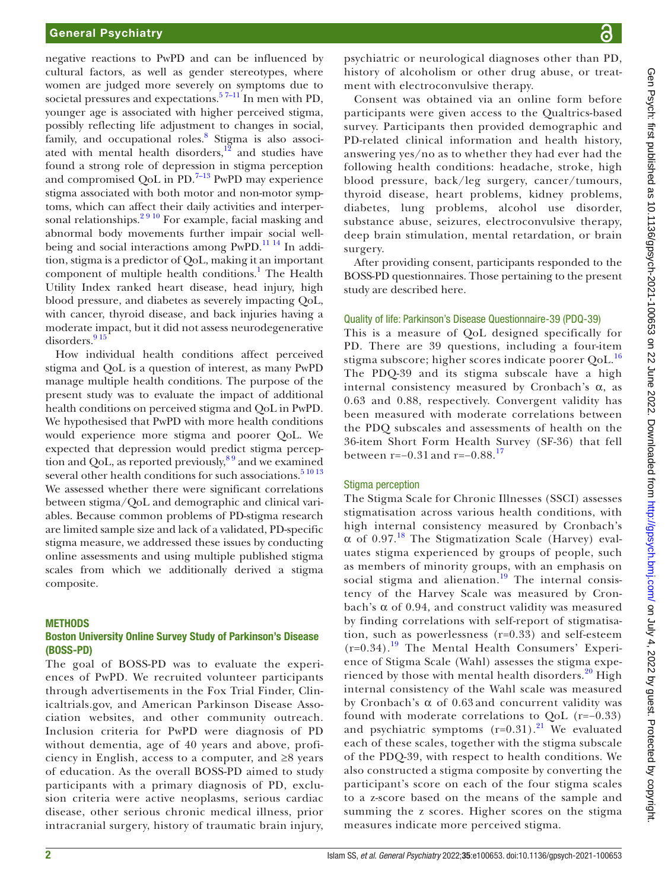negative reactions to PwPD and can be influenced by cultural factors, as well as gender stereotypes, where women are judged more severely on symptoms due to societal pressures and expectations.[5 7–11] In men with PD, younger age is associated with higher perceived stigma, possibly reflecting life adjustment to changes in social, family, and occupational roles.[8] Stigma is also associated with mental health disorders,[12] and studies have found a strong role of depression in stigma perception and compromised QoL in PD.[7–13] PwPD may experience stigma associated with both motor and non-motor symptoms, which can affect their daily activities and interpersonal relationships.[2 9 10] For example, facial masking and abnormal body movements further impair social well-being and social interactions among PwPD.[11 14] In addition, stigma is a predictor of QoL, making it an important component of multiple health conditions.[1] The Health Utility Index ranked heart disease, head injury, high blood pressure, and diabetes as severely impacting QoL, with cancer, thyroid disease, and back injuries having a moderate impact, but it did not assess neurodegenerative disorders.[9 15]

How individual health conditions affect perceived stigma and QoL is a question of interest, as many PwPD manage multiple health conditions. The purpose of the present study was to evaluate the impact of additional health conditions on perceived stigma and QoL in PwPD. We hypothesised that PwPD with more health conditions would experience more stigma and poorer QoL. We expected that depression would predict stigma perception and QoL, as reported previously,[8 9] and we examined several other health conditions for such associations.[5 10 13] We assessed whether there were significant correlations between stigma/QoL and demographic and clinical variables. Because common problems of PD-stigma research are limited sample size and lack of a validated, PD-specific stigma measure, we addressed these issues by conducting online assessments and using multiple published stigma scales from which we additionally derived a stigma composite.

## METHODS

### Boston University Online Survey Study of Parkinson's Disease (BOSS-PD)

The goal of BOSS-PD was to evaluate the experiences of PwPD. We recruited volunteer participants through advertisements in the Fox Trial Finder, Clinicaltrials.gov, and American Parkinson Disease Association websites, and other community outreach. Inclusion criteria for PwPD were diagnosis of PD without dementia, age of 40 years and above, proficiency in English, access to a computer, and ≥8 years of education. As the overall BOSS-PD aimed to study participants with a primary diagnosis of PD, exclusion criteria were active neoplasms, serious cardiac disease, other serious chronic medical illness, prior intracranial surgery, history of traumatic brain injury, psychiatric or neurological diagnoses other than PD, history of alcoholism or other drug abuse, or treatment with electroconvulsive therapy.

Consent was obtained via an online form before participants were given access to the Qualtrics-based survey. Participants then provided demographic and PD-related clinical information and health history, answering yes/no as to whether they had ever had the following health conditions: headache, stroke, high blood pressure, back/leg surgery, cancer/tumours, thyroid disease, heart problems, kidney problems, diabetes, lung problems, alcohol use disorder, substance abuse, seizures, electroconvulsive therapy, deep brain stimulation, mental retardation, or brain surgery.

After providing consent, participants responded to the BOSS-PD questionnaires. Those pertaining to the present study are described here.

#### Quality of life: Parkinson's Disease Questionnaire-39 (PDQ-39)

This is a measure of QoL designed specifically for PD. There are 39 questions, including a four-item stigma subscore; higher scores indicate poorer QoL.[16] The PDQ-39 and its stigma subscale have a high internal consistency measured by Cronbach's α, as 0.63 and 0.88, respectively. Convergent validity has been measured with moderate correlations between the PDQ subscales and assessments of health on the 36-item Short Form Health Survey (SF-36) that fell between r=−0.31 and r=−0.88.[17]

#### Stigma perception

The Stigma Scale for Chronic Illnesses (SSCI) assesses stigmatisation across various health conditions, with high internal consistency measured by Cronbach's α of 0.97.[18] The Stigmatization Scale (Harvey) evaluates stigma experienced by groups of people, such as members of minority groups, with an emphasis on social stigma and alienation.[19] The internal consistency of the Harvey Scale was measured by Cronbach's α of 0.94, and construct validity was measured by finding correlations with self-report of stigmatisation, such as powerlessness (r=0.33) and self-esteem (r=0.34).[19] The Mental Health Consumers' Experience of Stigma Scale (Wahl) assesses the stigma experienced by those with mental health disorders.[20] High internal consistency of the Wahl scale was measured by Cronbach's α of 0.63 and concurrent validity was found with moderate correlations to QoL (r=−0.33) and psychiatric symptoms (r=0.31).[21] We evaluated each of these scales, together with the stigma subscale of the PDQ-39, with respect to health conditions. We also constructed a stigma composite by converting the participant's score on each of the four stigma scales to a z-score based on the means of the sample and summing the z scores. Higher scores on the stigma measures indicate more perceived stigma.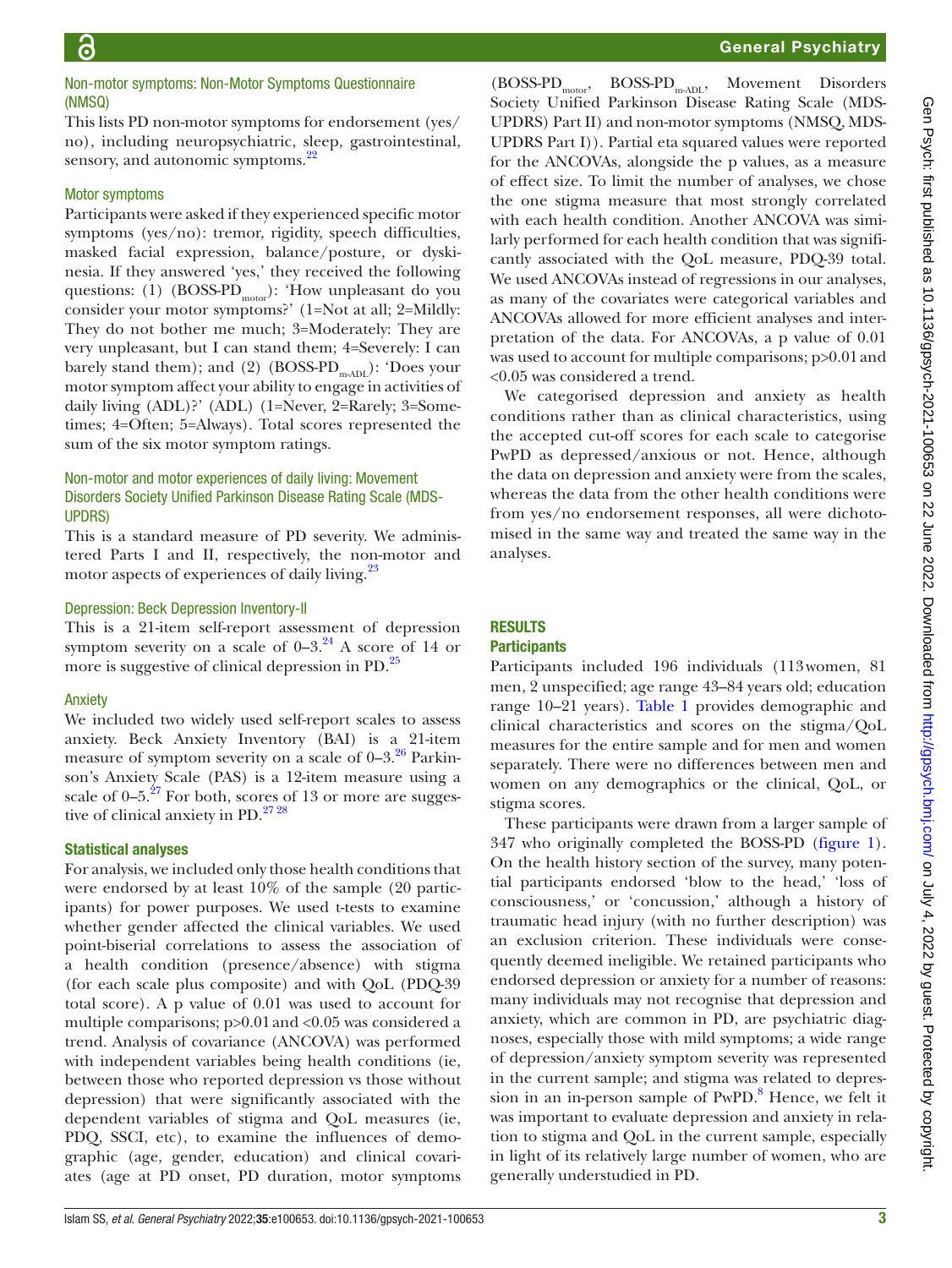### Non-motor symptoms: Non-Motor Symptoms Questionnaire (NMSQ)

This lists PD non-motor symptoms for endorsement (yes/no), including neuropsychiatric, sleep, gastrointestinal, sensory, and autonomic symptoms.[22]

### Motor symptoms

Participants were asked if they experienced specific motor symptoms (yes/no): tremor, rigidity, speech difficulties, masked facial expression, balance/posture, or dyskinesia. If they answered 'yes,' they received the following questions: (1) (BOSS-PD$_{motor}$): 'How unpleasant do you consider your motor symptoms?' (1=Not at all; 2=Mildly: They do not bother me much; 3=Moderately: They are very unpleasant, but I can stand them; 4=Severely: I can barely stand them); and (2) (BOSS-PD$_{m\text{-}ADL}$): 'Does your motor symptom affect your ability to engage in activities of daily living (ADL)?' (ADL) (1=Never, 2=Rarely; 3=Sometimes; 4=Often; 5=Always). Total scores represented the sum of the six motor symptom ratings.

### Non-motor and motor experiences of daily living: Movement Disorders Society Unified Parkinson Disease Rating Scale (MDS-UPDRS)

This is a standard measure of PD severity. We administered Parts I and II, respectively, the non-motor and motor aspects of experiences of daily living.[23]

### Depression: Beck Depression Inventory-II

This is a 21-item self-report assessment of depression symptom severity on a scale of 0–3.[24] A score of 14 or more is suggestive of clinical depression in PD.[25]

### Anxiety

We included two widely used self-report scales to assess anxiety. Beck Anxiety Inventory (BAI) is a 21-item measure of symptom severity on a scale of 0–3.[26] Parkinson's Anxiety Scale (PAS) is a 12-item measure using a scale of 0–5.[27] For both, scores of 13 or more are suggestive of clinical anxiety in PD.[27,28]

### Statistical analyses

For analysis, we included only those health conditions that were endorsed by at least 10% of the sample (20 participants) for power purposes. We used t-tests to examine whether gender affected the clinical variables. We used point-biserial correlations to assess the association of a health condition (presence/absence) with stigma (for each scale plus composite) and with QoL (PDQ-39 total score). A p value of 0.01 was used to account for multiple comparisons; p>0.01 and <0.05 was considered a trend. Analysis of covariance (ANCOVA) was performed with independent variables being health conditions (ie, between those who reported depression vs those without depression) that were significantly associated with the dependent variables of stigma and QoL measures (ie, PDQ, SSCI, etc), to examine the influences of demographic (age, gender, education) and clinical covariates (age at PD onset, PD duration, motor symptoms (BOSS-PD$_{motor}$, BOSS-PD$_{m\text{-}ADL}$, Movement Disorders Society Unified Parkinson Disease Rating Scale (MDS-UPDRS) Part II) and non-motor symptoms (NMSQ, MDS-UPDRS Part I)). Partial eta squared values were reported for the ANCOVAs, alongside the p values, as a measure of effect size. To limit the number of analyses, we chose the one stigma measure that most strongly correlated with each health condition. Another ANCOVA was similarly performed for each health condition that was significantly associated with the QoL measure, PDQ-39 total. We used ANCOVAs instead of regressions in our analyses, as many of the covariates were categorical variables and ANCOVAs allowed for more efficient analyses and interpretation of the data. For ANCOVAs, a p value of 0.01 was used to account for multiple comparisons; p>0.01 and <0.05 was considered a trend.

We categorised depression and anxiety as health conditions rather than as clinical characteristics, using the accepted cut-off scores for each scale to categorise PwPD as depressed/anxious or not. Hence, although the data on depression and anxiety were from the scales, whereas the data from the other health conditions were from yes/no endorsement responses, all were dichotomised in the same way and treated the same way in the analyses.

## RESULTS

### Participants

Participants included 196 individuals (113 women, 81 men, 2 unspecified; age range 43–84 years old; education range 10–21 years). Table 1 provides demographic and clinical characteristics and scores on the stigma/QoL measures for the entire sample and for men and women separately. There were no differences between men and women on any demographics or the clinical, QoL, or stigma scores.

These participants were drawn from a larger sample of 347 who originally completed the BOSS-PD (figure 1). On the health history section of the survey, many potential participants endorsed 'blow to the head,' 'loss of consciousness,' or 'concussion,' although a history of traumatic head injury (with no further description) was an exclusion criterion. These individuals were consequently deemed ineligible. We retained participants who endorsed depression or anxiety for a number of reasons: many individuals may not recognise that depression and anxiety, which are common in PD, are psychiatric diagnoses, especially those with mild symptoms; a wide range of depression/anxiety symptom severity was represented in the current sample; and stigma was related to depression in an in-person sample of PwPD.[8] Hence, we felt it was important to evaluate depression and anxiety in relation to stigma and QoL in the current sample, especially in light of its relatively large number of women, who are generally understudied in PD.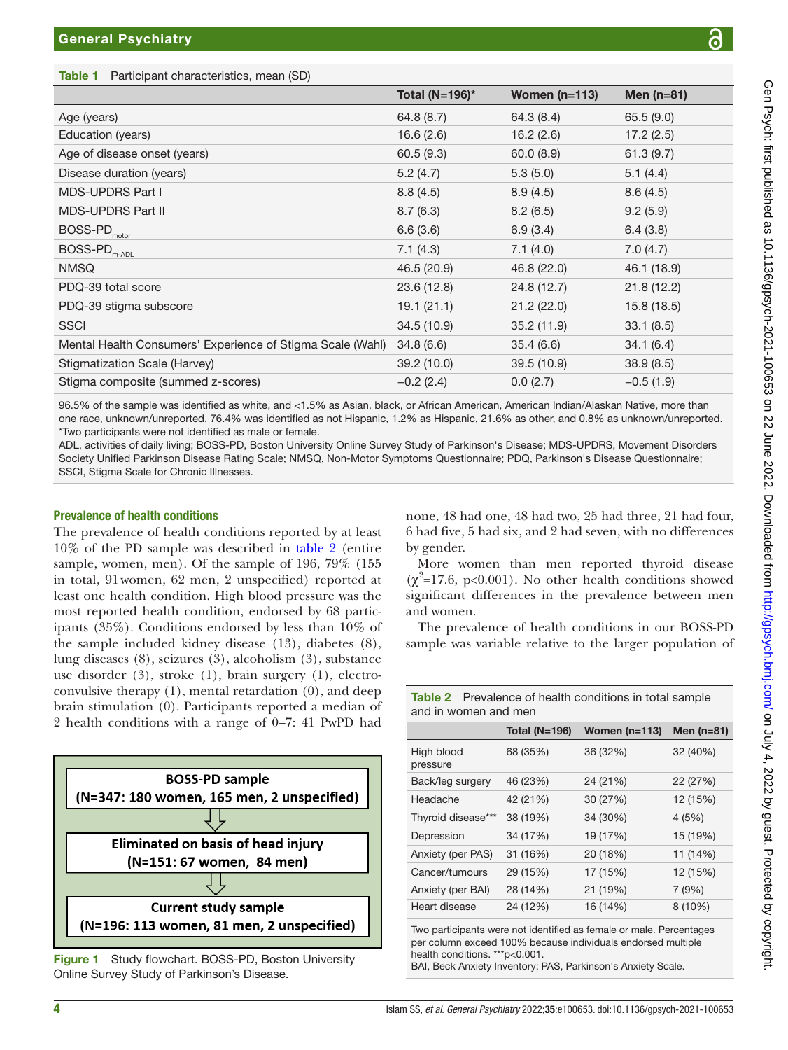**Table 1** Participant characteristics, mean (SD)

| | Total (N=196)* | Women (n=113) | Men (n=81) |
|---|---|---|---|
| Age (years) | 64.8 (8.7) | 64.3 (8.4) | 65.5 (9.0) |
| Education (years) | 16.6 (2.6) | 16.2 (2.6) | 17.2 (2.5) |
| Age of disease onset (years) | 60.5 (9.3) | 60.0 (8.9) | 61.3 (9.7) |
| Disease duration (years) | 5.2 (4.7) | 5.3 (5.0) | 5.1 (4.4) |
| MDS-UPDRS Part I | 8.8 (4.5) | 8.9 (4.5) | 8.6 (4.5) |
| MDS-UPDRS Part II | 8.7 (6.3) | 8.2 (6.5) | 9.2 (5.9) |
| BOSS-PD$_{motor}$ | 6.6 (3.6) | 6.9 (3.4) | 6.4 (3.8) |
| BOSS-PD$_{m-ADL}$ | 7.1 (4.3) | 7.1 (4.0) | 7.0 (4.7) |
| NMSQ | 46.5 (20.9) | 46.8 (22.0) | 46.1 (18.9) |
| PDQ-39 total score | 23.6 (12.8) | 24.8 (12.7) | 21.8 (12.2) |
| PDQ-39 stigma subscore | 19.1 (21.1) | 21.2 (22.0) | 15.8 (18.5) |
| SSCI | 34.5 (10.9) | 35.2 (11.9) | 33.1 (8.5) |
| Mental Health Consumers' Experience of Stigma Scale (Wahl) | 34.8 (6.6) | 35.4 (6.6) | 34.1 (6.4) |
| Stigmatization Scale (Harvey) | 39.2 (10.0) | 39.5 (10.9) | 38.9 (8.5) |
| Stigma composite (summed z-scores) | −0.2 (2.4) | 0.0 (2.7) | −0.5 (1.9) |

96.5% of the sample was identified as white, and <1.5% as Asian, black, or African American, American Indian/Alaskan Native, more than one race, unknown/unreported. 76.4% was identified as not Hispanic, 1.2% as Hispanic, 21.6% as other, and 0.8% as unknown/unreported.
*Two participants were not identified as male or female.
ADL, activities of daily living; BOSS-PD, Boston University Online Survey Study of Parkinson's Disease; MDS-UPDRS, Movement Disorders Society Unified Parkinson Disease Rating Scale; NMSQ, Non-Motor Symptoms Questionnaire; PDQ, Parkinson's Disease Questionnaire; SSCI, Stigma Scale for Chronic Illnesses.

## Prevalence of health conditions

The prevalence of health conditions reported by at least 10% of the PD sample was described in table 2 (entire sample, women, men). Of the sample of 196, 79% (155 in total, 91 women, 62 men, 2 unspecified) reported at least one health condition. High blood pressure was the most reported health condition, endorsed by 68 participants (35%). Conditions endorsed by less than 10% of the sample included kidney disease (13), diabetes (8), lung diseases (8), seizures (3), alcoholism (3), substance use disorder (3), stroke (1), brain surgery (1), electroconvulsive therapy (1), mental retardation (0), and deep brain stimulation (0). Participants reported a median of 2 health conditions with a range of 0–7: 41 PwPD had none, 48 had one, 48 had two, 25 had three, 21 had four, 6 had five, 5 had six, and 2 had seven, with no differences by gender.

More women than men reported thyroid disease ($\chi^2$=17.6, p<0.001). No other health conditions showed significant differences in the prevalence between men and women.

The prevalence of health conditions in our BOSS-PD sample was variable relative to the larger population of

BOSS-PD sample
(N=347: 180 women, 165 men, 2 unspecified)

Eliminated on basis of head injury
(N=151: 67 women, 84 men)

Current study sample
(N=196: 113 women, 81 men, 2 unspecified)

**Figure 1** Study flowchart. BOSS-PD, Boston University Online Survey Study of Parkinson's Disease.

**Table 2** Prevalence of health conditions in total sample and in women and men

| | Total (N=196) | Women (n=113) | Men (n=81) |
|---|---|---|---|
| High blood pressure | 68 (35%) | 36 (32%) | 32 (40%) |
| Back/leg surgery | 46 (23%) | 24 (21%) | 22 (27%) |
| Headache | 42 (21%) | 30 (27%) | 12 (15%) |
| Thyroid disease*** | 38 (19%) | 34 (30%) | 4 (5%) |
| Depression | 34 (17%) | 19 (17%) | 15 (19%) |
| Anxiety (per PAS) | 31 (16%) | 20 (18%) | 11 (14%) |
| Cancer/tumours | 29 (15%) | 17 (15%) | 12 (15%) |
| Anxiety (per BAI) | 28 (14%) | 21 (19%) | 7 (9%) |
| Heart disease | 24 (12%) | 16 (14%) | 8 (10%) |

Two participants were not identified as female or male. Percentages per column exceed 100% because individuals endorsed multiple health conditions. ***p<0.001.
BAI, Beck Anxiety Inventory; PAS, Parkinson's Anxiety Scale.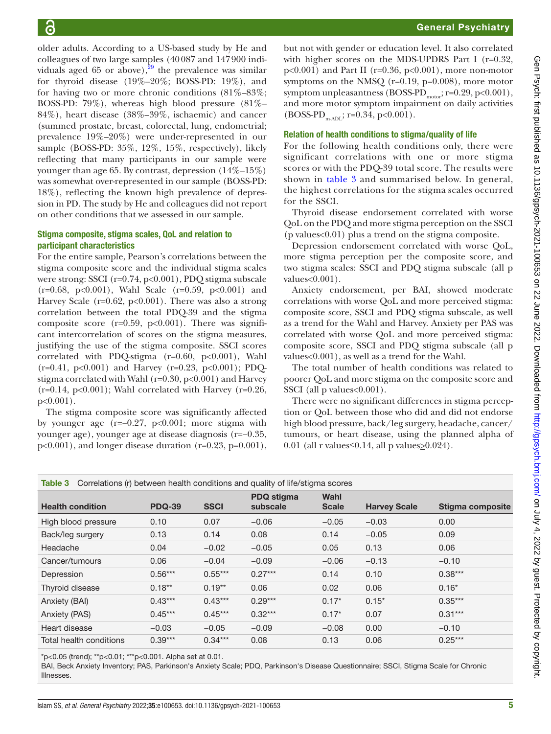older adults. According to a US-based study by He and colleagues of two large samples (40 087 and 147 900 individuals aged 65 or above),[29] the prevalence was similar for thyroid disease (19%–20%; BOSS-PD: 19%), and for having two or more chronic conditions (81%–83%; BOSS-PD: 79%), whereas high blood pressure (81%–84%), heart disease (38%–39%, ischaemic) and cancer (summed prostate, breast, colorectal, lung, endometrial; prevalence 19%–20%) were under-represented in our sample (BOSS-PD: 35%, 12%, 15%, respectively), likely reflecting that many participants in our sample were younger than age 65. By contrast, depression (14%–15%) was somewhat over-represented in our sample (BOSS-PD: 18%), reflecting the known high prevalence of depression in PD. The study by He and colleagues did not report on other conditions that we assessed in our sample.

### Stigma composite, stigma scales, QoL and relation to participant characteristics

For the entire sample, Pearson's correlations between the stigma composite score and the individual stigma scales were strong: SSCI ($r=0.74$, $p<0.001$), PDQ stigma subscale ($r=0.68$, $p<0.001$), Wahl Scale ($r=0.59$, $p<0.001$) and Harvey Scale ($r=0.62$, $p<0.001$). There was also a strong correlation between the total PDQ-39 and the stigma composite score ($r=0.59$, $p<0.001$). There was significant intercorrelation of scores on the stigma measures, justifying the use of the stigma composite. SSCI scores correlated with PDQ-stigma ($r=0.60$, $p<0.001$), Wahl ($r=0.41$, $p<0.001$) and Harvey ($r=0.23$, $p<0.001$); PDQ-stigma correlated with Wahl ($r=0.30$, $p<0.001$) and Harvey ($r=0.14$, $p<0.001$); Wahl correlated with Harvey ($r=0.26$, $p<0.001$).

The stigma composite score was significantly affected by younger age ($r=-0.27$, $p<0.001$; more stigma with younger age), younger age at disease diagnosis ($r=-0.35$, $p<0.001$), and longer disease duration ($r=0.23$, $p=0.001$), but not with gender or education level. It also correlated with higher scores on the MDS-UPDRS Part I ($r=0.32$, $p<0.001$) and Part II ($r=0.36$, $p<0.001$), more non-motor symptoms on the NMSQ ($r=0.19$, $p=0.008$), more motor symptom unpleasantness (BOSS-PD$_{motor}$; $r=0.29$, $p<0.001$), and more motor symptom impairment on daily activities (BOSS-PD$_{m\text{-}ADL}$; $r=0.34$, $p<0.001$).

### Relation of health conditions to stigma/quality of life

For the following health conditions only, there were significant correlations with one or more stigma scores or with the PDQ-39 total score. The results were shown in table 3 and summarised below. In general, the highest correlations for the stigma scales occurred for the SSCI.

Thyroid disease endorsement correlated with worse QoL on the PDQ and more stigma perception on the SSCI (p values<0.01) plus a trend on the stigma composite.

Depression endorsement correlated with worse QoL, more stigma perception per the composite score, and two stigma scales: SSCI and PDQ stigma subscale (all p values<0.001).

Anxiety endorsement, per BAI, showed moderate correlations with worse QoL and more perceived stigma: composite score, SSCI and PDQ stigma subscale, as well as a trend for the Wahl and Harvey. Anxiety per PAS was correlated with worse QoL and more perceived stigma: composite score, SSCI and PDQ stigma subscale (all p values<0.001), as well as a trend for the Wahl.

The total number of health conditions was related to poorer QoL and more stigma on the composite score and SSCI (all p values<0.001).

There were no significant differences in stigma perception or QoL between those who did and did not endorse high blood pressure, back/leg surgery, headache, cancer/tumours, or heart disease, using the planned alpha of 0.01 (all r values≤0.14, all p values≥0.024).

**Table 3** Correlations (r) between health conditions and quality of life/stigma scores

| Health condition | PDQ-39 | SSCI | PDQ stigma subscale | Wahl Scale | Harvey Scale | Stigma composite |
|---|---|---|---|---|---|---|
| High blood pressure | 0.10 | 0.07 | −0.06 | −0.05 | −0.03 | 0.00 |
| Back/leg surgery | 0.13 | 0.14 | 0.08 | 0.14 | −0.05 | 0.09 |
| Headache | 0.04 | −0.02 | −0.05 | 0.05 | 0.13 | 0.06 |
| Cancer/tumours | 0.06 | −0.04 | −0.09 | −0.06 | −0.13 | −0.10 |
| Depression | 0.56*** | 0.55*** | 0.27*** | 0.14 | 0.10 | 0.38*** |
| Thyroid disease | 0.18** | 0.19** | 0.06 | 0.02 | 0.06 | 0.16* |
| Anxiety (BAI) | 0.43*** | 0.43*** | 0.29*** | 0.17* | 0.15* | 0.35*** |
| Anxiety (PAS) | 0.45*** | 0.45*** | 0.32*** | 0.17* | 0.07 | 0.31*** |
| Heart disease | −0.03 | −0.05 | −0.09 | −0.08 | 0.00 | −0.10 |
| Total health conditions | 0.39*** | 0.34*** | 0.08 | 0.13 | 0.06 | 0.25*** |

*p<0.05 (trend); **p<0.01; ***p<0.001. Alpha set at 0.01.

BAI, Beck Anxiety Inventory; PAS, Parkinson's Anxiety Scale; PDQ, Parkinson's Disease Questionnaire; SSCI, Stigma Scale for Chronic Illnesses.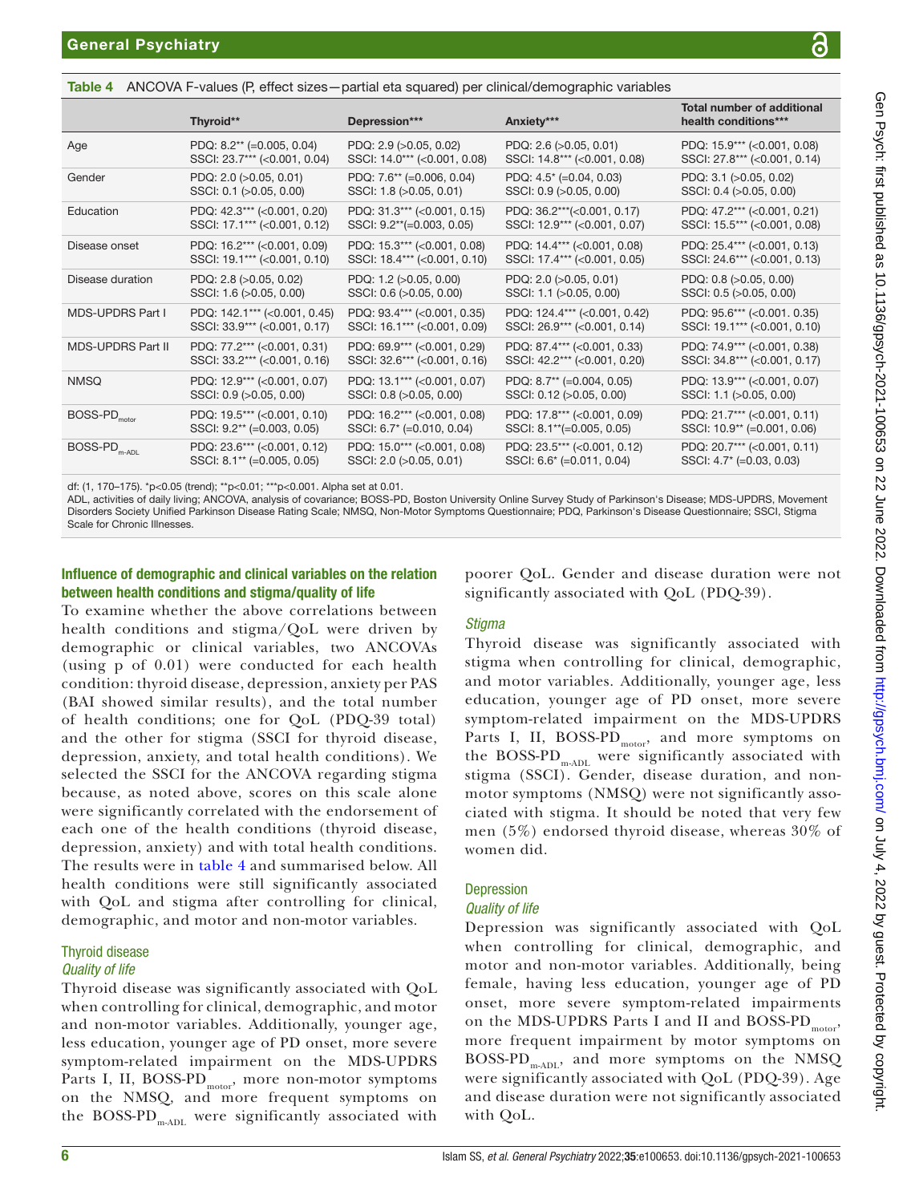**Table 4** ANCOVA F-values (P, effect sizes—partial eta squared) per clinical/demographic variables

| | Thyroid** | Depression*** | Anxiety*** | Total number of additional health conditions*** |
|---|---|---|---|---|
| Age | PDQ: 8.2** (=0.005, 0.04)<br>SSCI: 23.7*** (<0.001, 0.04) | PDQ: 2.9 (>0.05, 0.02)<br>SSCI: 14.0*** (<0.001, 0.08) | PDQ: 2.6 (>0.05, 0.01)<br>SSCI: 14.8*** (<0.001, 0.08) | PDQ: 15.9*** (<0.001, 0.08)<br>SSCI: 27.8*** (<0.001, 0.14) |
| Gender | PDQ: 2.0 (>0.05, 0.01)<br>SSCI: 0.1 (>0.05, 0.00) | PDQ: 7.6** (=0.006, 0.04)<br>SSCI: 1.8 (>0.05, 0.01) | PDQ: 4.5* (=0.04, 0.03)<br>SSCI: 0.9 (>0.05, 0.00) | PDQ: 3.1 (>0.05, 0.02)<br>SSCI: 0.4 (>0.05, 0.00) |
| Education | PDQ: 42.3*** (<0.001, 0.20)<br>SSCI: 17.1*** (<0.001, 0.12) | PDQ: 31.3*** (<0.001, 0.15)<br>SSCI: 9.2**(=0.003, 0.05) | PDQ: 36.2***(<0.001, 0.17)<br>SSCI: 12.9*** (<0.001, 0.07) | PDQ: 47.2*** (<0.001, 0.21)<br>SSCI: 15.5*** (<0.001, 0.08) |
| Disease onset | PDQ: 16.2*** (<0.001, 0.09)<br>SSCI: 19.1*** (<0.001, 0.10) | PDQ: 15.3*** (<0.001, 0.08)<br>SSCI: 18.4*** (<0.001, 0.10) | PDQ: 14.4*** (<0.001, 0.08)<br>SSCI: 17.4*** (<0.001, 0.05) | PDQ: 25.4*** (<0.001, 0.13)<br>SSCI: 24.6*** (<0.001, 0.13) |
| Disease duration | PDQ: 2.8 (>0.05, 0.02)<br>SSCI: 1.6 (>0.05, 0.00) | PDQ: 1.2 (>0.05, 0.00)<br>SSCI: 0.6 (>0.05, 0.00) | PDQ: 2.0 (>0.05, 0.01)<br>SSCI: 1.1 (>0.05, 0.00) | PDQ: 0.8 (>0.05, 0.00)<br>SSCI: 0.5 (>0.05, 0.00) |
| MDS-UPDRS Part I | PDQ: 142.1*** (<0.001, 0.45)<br>SSCI: 33.9*** (<0.001, 0.17) | PDQ: 93.4*** (<0.001, 0.35)<br>SSCI: 16.1*** (<0.001, 0.09) | PDQ: 124.4*** (<0.001, 0.42)<br>SSCI: 26.9*** (<0.001, 0.14) | PDQ: 95.6*** (<0.001. 0.35)<br>SSCI: 19.1*** (<0.001, 0.10) |
| MDS-UPDRS Part II | PDQ: 77.2*** (<0.001, 0.31)<br>SSCI: 33.2*** (<0.001, 0.16) | PDQ: 69.9*** (<0.001, 0.29)<br>SSCI: 32.6*** (<0.001, 0.16) | PDQ: 87.4*** (<0.001, 0.33)<br>SSCI: 42.2*** (<0.001, 0.20) | PDQ: 74.9*** (<0.001, 0.38)<br>SSCI: 34.8*** (<0.001, 0.17) |
| NMSQ | PDQ: 12.9*** (<0.001, 0.07)<br>SSCI: 0.9 (>0.05, 0.00) | PDQ: 13.1*** (<0.001, 0.07)<br>SSCI: 0.8 (>0.05, 0.00) | PDQ: 8.7** (=0.004, 0.05)<br>SSCI: 0.12 (>0.05, 0.00) | PDQ: 13.9*** (<0.001, 0.07)<br>SSCI: 1.1 (>0.05, 0.00) |
| BOSS-PD$_{motor}$ | PDQ: 19.5*** (<0.001, 0.10)<br>SSCI: 9.2** (=0.003, 0.05) | PDQ: 16.2*** (<0.001, 0.08)<br>SSCI: 6.7* (=0.010, 0.04) | PDQ: 17.8*** (<0.001, 0.09)<br>SSCI: 8.1**(=0.005, 0.05) | PDQ: 21.7*** (<0.001, 0.11)<br>SSCI: 10.9** (=0.001, 0.06) |
| BOSS-PD$_{m\text{-}ADL}$ | PDQ: 23.6*** (<0.001, 0.12)<br>SSCI: 8.1** (=0.005, 0.05) | PDQ: 15.0*** (<0.001, 0.08)<br>SSCI: 2.0 (>0.05, 0.01) | PDQ: 23.5*** (<0.001, 0.12)<br>SSCI: 6.6* (=0.011, 0.04) | PDQ: 20.7*** (<0.001, 0.11)<br>SSCI: 4.7* (=0.03, 0.03) |

df: (1, 170–175). *p<0.05 (trend); **p<0.01; ***p<0.001. Alpha set at 0.01.
ADL, activities of daily living; ANCOVA, analysis of covariance; BOSS-PD, Boston University Online Survey Study of Parkinson's Disease; MDS-UPDRS, Movement Disorders Society Unified Parkinson Disease Rating Scale; NMSQ, Non-Motor Symptoms Questionnaire; PDQ, Parkinson's Disease Questionnaire; SSCI, Stigma Scale for Chronic Illnesses.

### Influence of demographic and clinical variables on the relation between health conditions and stigma/quality of life

To examine whether the above correlations between health conditions and stigma/QoL were driven by demographic or clinical variables, two ANCOVAs (using p of 0.01) were conducted for each health condition: thyroid disease, depression, anxiety per PAS (BAI showed similar results), and the total number of health conditions; one for QoL (PDQ-39 total) and the other for stigma (SSCI for thyroid disease, depression, anxiety, and total health conditions). We selected the SSCI for the ANCOVA regarding stigma because, as noted above, scores on this scale alone were significantly correlated with the endorsement of each one of the health conditions (thyroid disease, depression, anxiety) and with total health conditions. The results were in table 4 and summarised below. All health conditions were still significantly associated with QoL and stigma after controlling for clinical, demographic, and motor and non-motor variables.

#### Thyroid disease

*Quality of life*

Thyroid disease was significantly associated with QoL when controlling for clinical, demographic, and motor and non-motor variables. Additionally, younger age, less education, younger age of PD onset, more severe symptom-related impairment on the MDS-UPDRS Parts I, II, BOSS-PD$_{motor}$, more non-motor symptoms on the NMSQ, and more frequent symptoms on the BOSS-PD$_{m\text{-}ADL}$ were significantly associated with poorer QoL. Gender and disease duration were not significantly associated with QoL (PDQ-39).

*Stigma*

Thyroid disease was significantly associated with stigma when controlling for clinical, demographic, and motor variables. Additionally, younger age, less education, younger age of PD onset, more severe symptom-related impairment on the MDS-UPDRS Parts I, II, BOSS-PD$_{motor}$, and more symptoms on the BOSS-PD$_{m\text{-}ADL}$ were significantly associated with stigma (SSCI). Gender, disease duration, and non-motor symptoms (NMSQ) were not significantly associated with stigma. It should be noted that very few men (5%) endorsed thyroid disease, whereas 30% of women did.

#### Depression

*Quality of life*

Depression was significantly associated with QoL when controlling for clinical, demographic, and motor and non-motor variables. Additionally, being female, having less education, younger age of PD onset, more severe symptom-related impairments on the MDS-UPDRS Parts I and II and BOSS-PD$_{motor}$, more frequent impairment by motor symptoms on BOSS-PD$_{m\text{-}ADL}$, and more symptoms on the NMSQ were significantly associated with QoL (PDQ-39). Age and disease duration were not significantly associated with QoL.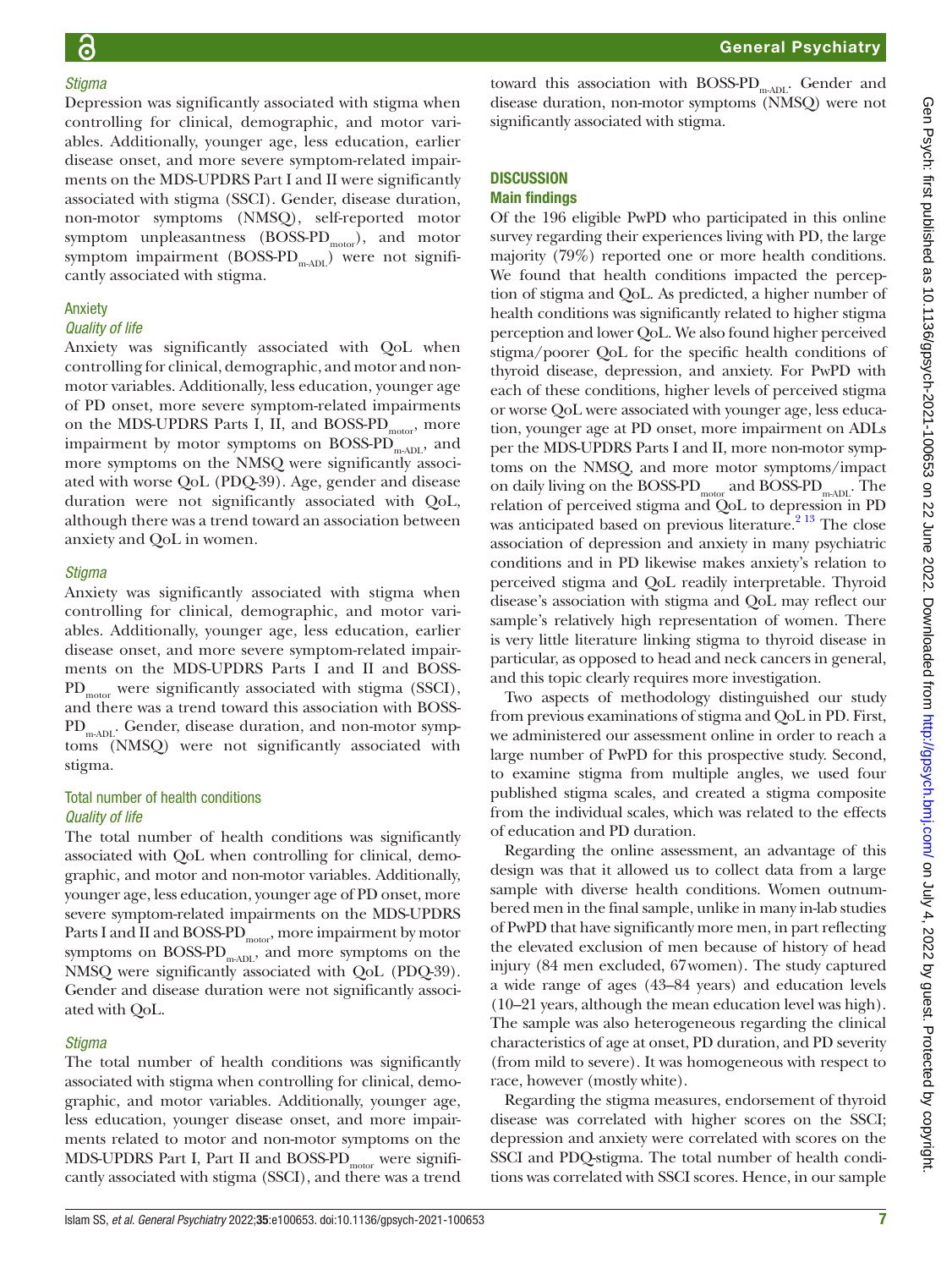*Stigma*

Depression was significantly associated with stigma when controlling for clinical, demographic, and motor variables. Additionally, younger age, less education, earlier disease onset, and more severe symptom-related impairments on the MDS-UPDRS Part I and II were significantly associated with stigma (SSCI). Gender, disease duration, non-motor symptoms (NMSQ), self-reported motor symptom unpleasantness (BOSS-PD$_{motor}$), and motor symptom impairment (BOSS-PD$_{m\text{-}ADL}$) were not significantly associated with stigma.

### Anxiety

*Quality of life*

Anxiety was significantly associated with QoL when controlling for clinical, demographic, and motor and non-motor variables. Additionally, less education, younger age of PD onset, more severe symptom-related impairments on the MDS-UPDRS Parts I, II, and BOSS-PD$_{motor}$, more impairment by motor symptoms on BOSS-PD$_{m\text{-}ADL}$, and more symptoms on the NMSQ were significantly associated with worse QoL (PDQ-39). Age, gender and disease duration were not significantly associated with QoL, although there was a trend toward an association between anxiety and QoL in women.

*Stigma*

Anxiety was significantly associated with stigma when controlling for clinical, demographic, and motor variables. Additionally, younger age, less education, earlier disease onset, and more severe symptom-related impairments on the MDS-UPDRS Parts I and II and BOSS-PD$_{motor}$ were significantly associated with stigma (SSCI), and there was a trend toward this association with BOSS-PD$_{m\text{-}ADL}$. Gender, disease duration, and non-motor symptoms (NMSQ) were not significantly associated with stigma.

### Total number of health conditions

*Quality of life*

The total number of health conditions was significantly associated with QoL when controlling for clinical, demographic, and motor and non-motor variables. Additionally, younger age, less education, younger age of PD onset, more severe symptom-related impairments on the MDS-UPDRS Parts I and II and BOSS-PD$_{motor}$, more impairment by motor symptoms on BOSS-PD$_{m\text{-}ADL}$, and more symptoms on the NMSQ were significantly associated with QoL (PDQ-39). Gender and disease duration were not significantly associated with QoL.

*Stigma*

The total number of health conditions was significantly associated with stigma when controlling for clinical, demographic, and motor variables. Additionally, younger age, less education, younger disease onset, and more impairments related to motor and non-motor symptoms on the MDS-UPDRS Part I, Part II and BOSS-PD$_{motor}$ were significantly associated with stigma (SSCI), and there was a trend toward this association with BOSS-PD$_{m\text{-}ADL}$. Gender and disease duration, non-motor symptoms (NMSQ) were not significantly associated with stigma.

## DISCUSSION

### Main findings

Of the 196 eligible PwPD who participated in this online survey regarding their experiences living with PD, the large majority (79%) reported one or more health conditions. We found that health conditions impacted the perception of stigma and QoL. As predicted, a higher number of health conditions was significantly related to higher stigma perception and lower QoL. We also found higher perceived stigma/poorer QoL for the specific health conditions of thyroid disease, depression, and anxiety. For PwPD with each of these conditions, higher levels of perceived stigma or worse QoL were associated with younger age, less education, younger age at PD onset, more impairment on ADLs per the MDS-UPDRS Parts I and II, more non-motor symptoms on the NMSQ, and more motor symptoms/impact on daily living on the BOSS-PD$_{motor}$ and BOSS-PD$_{m\text{-}ADL}$. The relation of perceived stigma and QoL to depression in PD was anticipated based on previous literature.[2,13] The close association of depression and anxiety in many psychiatric conditions and in PD likewise makes anxiety's relation to perceived stigma and QoL readily interpretable. Thyroid disease's association with stigma and QoL may reflect our sample's relatively high representation of women. There is very little literature linking stigma to thyroid disease in particular, as opposed to head and neck cancers in general, and this topic clearly requires more investigation.

Two aspects of methodology distinguished our study from previous examinations of stigma and QoL in PD. First, we administered our assessment online in order to reach a large number of PwPD for this prospective study. Second, to examine stigma from multiple angles, we used four published stigma scales, and created a stigma composite from the individual scales, which was related to the effects of education and PD duration.

Regarding the online assessment, an advantage of this design was that it allowed us to collect data from a large sample with diverse health conditions. Women outnumbered men in the final sample, unlike in many in-lab studies of PwPD that have significantly more men, in part reflecting the elevated exclusion of men because of history of head injury (84 men excluded, 67 women). The study captured a wide range of ages (43–84 years) and education levels (10–21 years, although the mean education level was high). The sample was also heterogeneous regarding the clinical characteristics of age at onset, PD duration, and PD severity (from mild to severe). It was homogeneous with respect to race, however (mostly white).

Regarding the stigma measures, endorsement of thyroid disease was correlated with higher scores on the SSCI; depression and anxiety were correlated with scores on the SSCI and PDQ-stigma. The total number of health conditions was correlated with SSCI scores. Hence, in our sample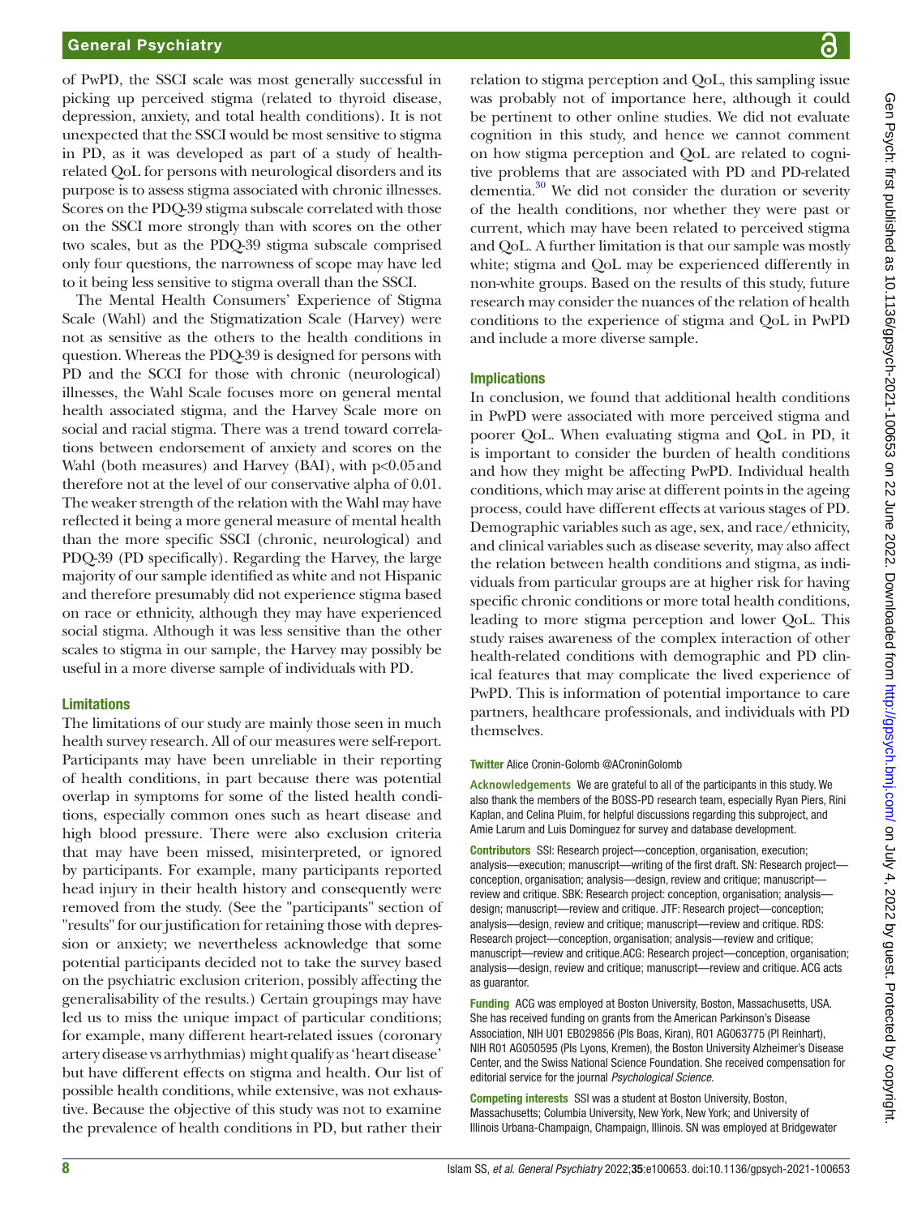of PwPD, the SSCI scale was most generally successful in picking up perceived stigma (related to thyroid disease, depression, anxiety, and total health conditions). It is not unexpected that the SSCI would be most sensitive to stigma in PD, as it was developed as part of a study of health-related QoL for persons with neurological disorders and its purpose is to assess stigma associated with chronic illnesses. Scores on the PDQ-39 stigma subscale correlated with those on the SSCI more strongly than with scores on the other two scales, but as the PDQ-39 stigma subscale comprised only four questions, the narrowness of scope may have led to it being less sensitive to stigma overall than the SSCI.

The Mental Health Consumers' Experience of Stigma Scale (Wahl) and the Stigmatization Scale (Harvey) were not as sensitive as the others to the health conditions in question. Whereas the PDQ-39 is designed for persons with PD and the SCCI for those with chronic (neurological) illnesses, the Wahl Scale focuses more on general mental health associated stigma, and the Harvey Scale more on social and racial stigma. There was a trend toward correlations between endorsement of anxiety and scores on the Wahl (both measures) and Harvey (BAI), with $p<0.05$ and therefore not at the level of our conservative alpha of 0.01. The weaker strength of the relation with the Wahl may have reflected it being a more general measure of mental health than the more specific SSCI (chronic, neurological) and PDQ-39 (PD specifically). Regarding the Harvey, the large majority of our sample identified as white and not Hispanic and therefore presumably did not experience stigma based on race or ethnicity, although they may have experienced social stigma. Although it was less sensitive than the other scales to stigma in our sample, the Harvey may possibly be useful in a more diverse sample of individuals with PD.

### Limitations

The limitations of our study are mainly those seen in much health survey research. All of our measures were self-report. Participants may have been unreliable in their reporting of health conditions, in part because there was potential overlap in symptoms for some of the listed health conditions, especially common ones such as heart disease and high blood pressure. There were also exclusion criteria that may have been missed, misinterpreted, or ignored by participants. For example, many participants reported head injury in their health history and consequently were removed from the study. (See the "participants" section of "results" for our justification for retaining those with depression or anxiety; we nevertheless acknowledge that some potential participants decided not to take the survey based on the psychiatric exclusion criterion, possibly affecting the generalisability of the results.) Certain groupings may have led us to miss the unique impact of particular conditions; for example, many different heart-related issues (coronary artery disease vs arrhythmias) might qualify as 'heart disease' but have different effects on stigma and health. Our list of possible health conditions, while extensive, was not exhaustive. Because the objective of this study was not to examine the prevalence of health conditions in PD, but rather their relation to stigma perception and QoL, this sampling issue was probably not of importance here, although it could be pertinent to other online studies. We did not evaluate cognition in this study, and hence we cannot comment on how stigma perception and QoL are related to cognitive problems that are associated with PD and PD-related dementia.[30] We did not consider the duration or severity of the health conditions, nor whether they were past or current, which may have been related to perceived stigma and QoL. A further limitation is that our sample was mostly white; stigma and QoL may be experienced differently in non-white groups. Based on the results of this study, future research may consider the nuances of the relation of health conditions to the experience of stigma and QoL in PwPD and include a more diverse sample.

### Implications

In conclusion, we found that additional health conditions in PwPD were associated with more perceived stigma and poorer QoL. When evaluating stigma and QoL in PD, it is important to consider the burden of health conditions and how they might be affecting PwPD. Individual health conditions, which may arise at different points in the ageing process, could have different effects at various stages of PD. Demographic variables such as age, sex, and race/ethnicity, and clinical variables such as disease severity, may also affect the relation between health conditions and stigma, as individuals from particular groups are at higher risk for having specific chronic conditions or more total health conditions, leading to more stigma perception and lower QoL. This study raises awareness of the complex interaction of other health-related conditions with demographic and PD clinical features that may complicate the lived experience of PwPD. This is information of potential importance to care partners, healthcare professionals, and individuals with PD themselves.

**Twitter** Alice Cronin-Golomb @ACroninGolomb

**Acknowledgements** We are grateful to all of the participants in this study. We also thank the members of the BOSS-PD research team, especially Ryan Piers, Rini Kaplan, and Celina Pluim, for helpful discussions regarding this subproject, and Amie Larum and Luis Dominguez for survey and database development.

**Contributors** SSI: Research project—conception, organisation, execution; analysis—execution; manuscript—writing of the first draft. SN: Research project—conception, organisation; analysis—design, review and critique; manuscript—review and critique. SBK: Research project: conception, organisation; analysis—design; manuscript—review and critique. JTF: Research project—conception; analysis—design, review and critique; manuscript—review and critique. RDS: Research project—conception, organisation; analysis—review and critique; manuscript—review and critique. ACG: Research project—conception, organisation; analysis—design, review and critique; manuscript—review and critique. ACG acts as guarantor.

**Funding** ACG was employed at Boston University, Boston, Massachusetts, USA. She has received funding on grants from the American Parkinson's Disease Association, NIH U01 EB029856 (PIs Boas, Kiran), R01 AG063775 (PI Reinhart), NIH R01 AG050595 (PIs Lyons, Kremen), the Boston University Alzheimer's Disease Center, and the Swiss National Science Foundation. She received compensation for editorial service for the journal *Psychological Science*.

**Competing interests** SSI was a student at Boston University, Boston, Massachusetts; Columbia University, New York, New York; and University of Illinois Urbana-Champaign, Champaign, Illinois. SN was employed at Bridgewater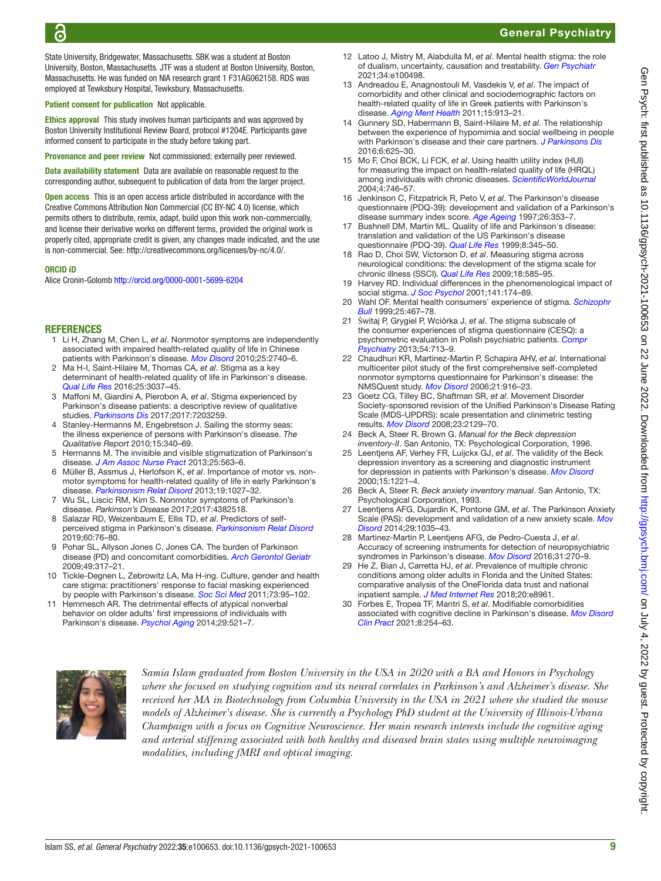State University, Bridgewater, Massachusetts. SBK was a student at Boston University, Boston, Massachusetts. JTF was a student at Boston University, Boston, Massachusetts. He was funded on NIA research grant 1 F31AG062158. RDS was employed at Tewksbury Hospital, Tewksbury, Massachusetts.

**Patient consent for publication** Not applicable.

**Ethics approval** This study involves human participants and was approved by Boston University Institutional Review Board, protocol #1204E. Participants gave informed consent to participate in the study before taking part.

**Provenance and peer review** Not commissioned; externally peer reviewed.

**Data availability statement** Data are available on reasonable request to the corresponding author, subsequent to publication of data from the larger project.

**Open access** This is an open access article distributed in accordance with the Creative Commons Attribution Non Commercial (CC BY-NC 4.0) license, which permits others to distribute, remix, adapt, build upon this work non-commercially, and license their derivative works on different terms, provided the original work is properly cited, appropriate credit is given, any changes made indicated, and the use is non-commercial. See: http://creativecommons.org/licenses/by-nc/4.0/.

**ORCID iD**

Alice Cronin-Golomb http://orcid.org/0000-0001-5699-6204

## REFERENCES

1. Li H, Zhang M, Chen L, *et al*. Nonmotor symptoms are independently associated with impaired health-related quality of life in Chinese patients with Parkinson's disease. *Mov Disord* 2010;25:2740–6.
2. Ma H-I, Saint-Hilaire M, Thomas CA, *et al*. Stigma as a key determinant of health-related quality of life in Parkinson's disease. *Qual Life Res* 2016;25:3037–45.
3. Maffoni M, Giardini A, Pierobon A, *et al*. Stigma experienced by Parkinson's disease patients: a descriptive review of qualitative studies. *Parkinsons Dis* 2017;2017:7203259.
4. Stanley-Hermanns M, Engebretson J. Sailing the stormy seas: the illness experience of persons with Parkinson's disease. *The Qualitative Report* 2010;15:340–69.
5. Hermanns M. The invisible and visible stigmatization of Parkinson's disease. *J Am Assoc Nurse Pract* 2013;25:563–6.
6. Müller B, Assmus J, Herlofson K, *et al*. Importance of motor vs. non-motor symptoms for health-related quality of life in early Parkinson's disease. *Parkinsonism Relat Disord* 2013;19:1027–32.
7. Wu SL, Liscic RM, Kim S. Nonmotor symptoms of Parkinson's disease. *Parkinson's Disease* 2017;2017:4382518.
8. Salazar RD, Weizenbaum E, Ellis TD, *et al*. Predictors of self-perceived stigma in Parkinson's disease. *Parkinsonism Relat Disord* 2019;60:76–80.
9. Pohar SL, Allyson Jones C, Jones CA. The burden of Parkinson disease (PD) and concomitant comorbidities. *Arch Gerontol Geriatr* 2009;49:317–21.
10. Tickle-Degnen L, Zebrowitz LA, Ma H-ing. Culture, gender and health care stigma: practitioners' response to facial masking experienced by people with Parkinson's disease. *Soc Sci Med* 2011;73:95–102.
11. Hemmesch AR. The detrimental effects of atypical nonverbal behavior on older adults' first impressions of individuals with Parkinson's disease. *Psychol Aging* 2014;29:521–7.
12. Latoo J, Mistry M, Alabdulla M, *et al*. Mental health stigma: the role of dualism, uncertainty, causation and treatability. *Gen Psychiatr* 2021;34:e100498.
13. Andreadou E, Anagnostouli M, Vasdekis V, *et al*. The impact of comorbidity and other clinical and sociodemographic factors on health-related quality of life in Greek patients with Parkinson's disease. *Aging Ment Health* 2011;15:913–21.
14. Gunnery SD, Habermann B, Saint-Hilaire M, *et al*. The relationship between the experience of hypomimia and social wellbeing in people with Parkinson's disease and their care partners. *J Parkinsons Dis* 2016;6:625–30.
15. Mo F, Choi BCK, Li FCK, *et al*. Using health utility index (HUI) for measuring the impact on health-related quality of life (HRQL) among individuals with chronic diseases. *ScientificWorldJournal* 2004;4:746–57.
16. Jenkinson C, Fitzpatrick R, Peto V, *et al*. The Parkinson's disease questionnaire (PDQ-39): development and validation of a Parkinson's disease summary index score. *Age Ageing* 1997;26:353–7.
17. Bushnell DM, Martin ML. Quality of life and Parkinson's disease: translation and validation of the US Parkinson's disease questionnaire (PDQ-39). *Qual Life Res* 1999;8:345–50.
18. Rao D, Choi SW, Victorson D, *et al*. Measuring stigma across neurological conditions: the development of the stigma scale for chronic illness (SSCI). *Qual Life Res* 2009;18:585–95.
19. Harvey RD. Individual differences in the phenomenological impact of social stigma. *J Soc Psychol* 2001;141:174–89.
20. Wahl OF. Mental health consumers' experience of stigma. *Schizophr Bull* 1999;25:467–78.
21. Świtaj P, Grygiel P, Wciórka J, *et al*. The stigma subscale of the consumer experiences of stigma questionnaire (CESQ): a psychometric evaluation in Polish psychiatric patients. *Compr Psychiatry* 2013;54:713–9.
22. Chaudhuri KR, Martinez-Martin P, Schapira AHV, *et al*. International multicenter pilot study of the first comprehensive self-completed nonmotor symptoms questionnaire for Parkinson's disease: the NMSQuest study. *Mov Disord* 2006;21:916–23.
23. Goetz CG, Tilley BC, Shaftman SR, *et al*. Movement Disorder Society-sponsored revision of the Unified Parkinson's Disease Rating Scale (MDS-UPDRS): scale presentation and clinimetric testing results. *Mov Disord* 2008;23:2129–70.
24. Beck A, Steer R, Brown G. *Manual for the Beck depression inventory-II*. San Antonio, TX: Psychological Corporation, 1996.
25. Leentjens AF, Verhey FR, Luijckx GJ, *et al*. The validity of the Beck depression inventory as a screening and diagnostic instrument for depression in patients with Parkinson's disease. *Mov Disord* 2000;15:1221–4.
26. Beck A, Steer R. *Beck anxiety inventory manual*. San Antonio, TX: Psychological Corporation, 1993.
27. Leentjens AFG, Dujardin K, Pontone GM, *et al*. The Parkinson Anxiety Scale (PAS): development and validation of a new anxiety scale. *Mov Disord* 2014;29:1035–43.
28. Martinez-Martin P, Leentjens AFG, de Pedro-Cuesta J, *et al*. Accuracy of screening instruments for detection of neuropsychiatric syndromes in Parkinson's disease. *Mov Disord* 2016;31:270–9.
29. He Z, Bian J, Carretta HJ, *et al*. Prevalence of multiple chronic conditions among older adults in Florida and the United States: comparative analysis of the OneFlorida data trust and national inpatient sample. *J Med Internet Res* 2018;20:e8961.
30. Forbes E, Tropea TF, Mantri S, *et al*. Modifiable comorbidities associated with cognitive decline in Parkinson's disease. *Mov Disord Clin Pract* 2021;8:254–63.

*Samia Islam graduated from Boston University in the USA in 2020 with a BA and Honors in Psychology where she focused on studying cognition and its neural correlates in Parkinson's and Alzheimer's disease. She received her MA in Biotechnology from Columbia University in the USA in 2021 where she studied the mouse models of Alzheimer's disease. She is currently a Psychology PhD student at the University of Illinois-Urbana Champaign with a focus on Cognitive Neuroscience. Her main research interests include the cognitive aging and arterial stiffening associated with both healthy and diseased brain states using multiple neuroimaging modalities, including fMRI and optical imaging.*